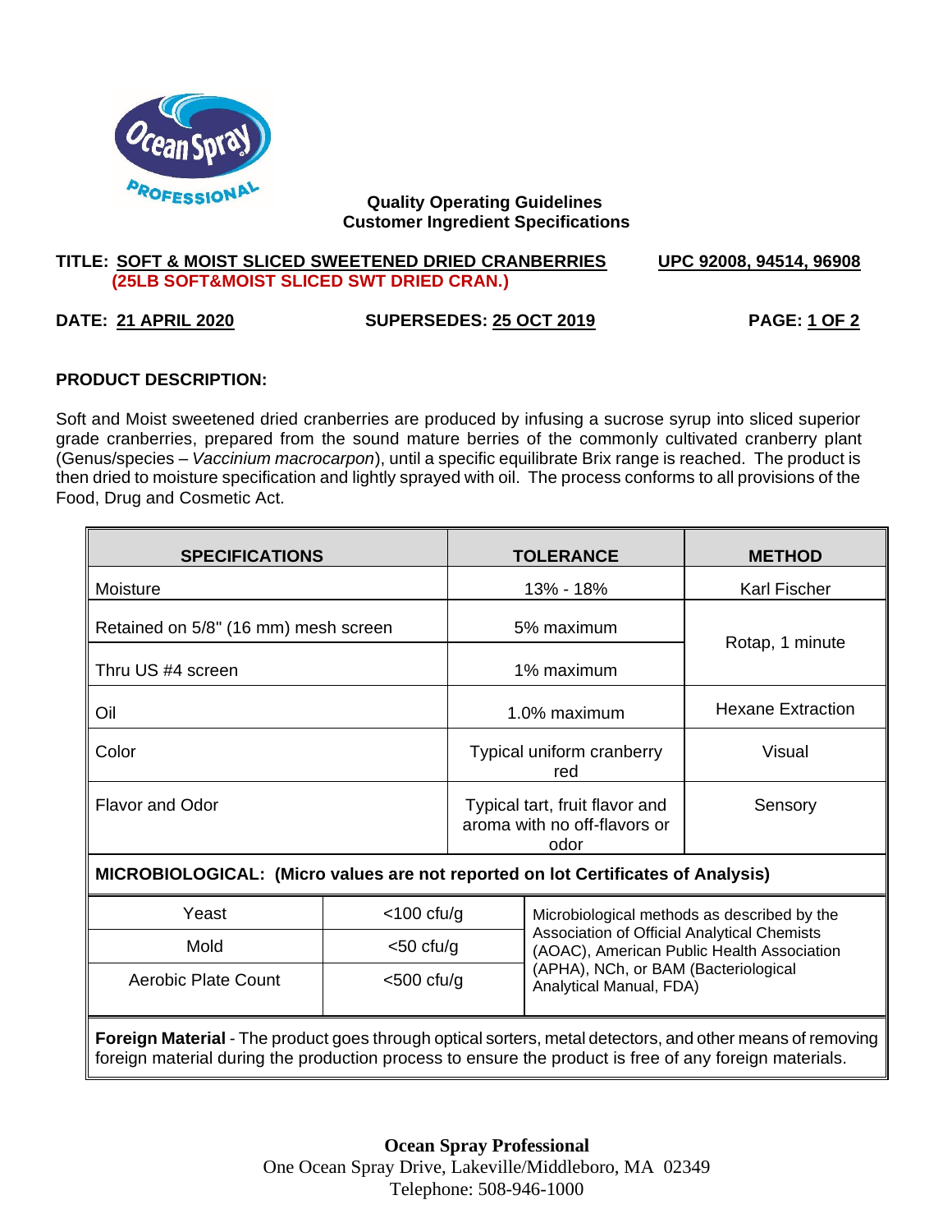**Quality Operating Guidelines**
**Customer Ingredient Specifications**

**TITLE: SOFT & MOIST SLICED SWEETENED DRIED CRANBERRIES** **UPC 92008, 94514, 96908**
**(25LB SOFT&MOIST SLICED SWT DRIED CRAN.)**

**DATE: 21 APRIL 2020** **SUPERSEDES: 25 OCT 2019** **PAGE: 1 OF 2**

## PRODUCT DESCRIPTION:

Soft and Moist sweetened dried cranberries are produced by infusing a sucrose syrup into sliced superior grade cranberries, prepared from the sound mature berries of the commonly cultivated cranberry plant (Genus/species – *Vaccinium macrocarpon*), until a specific equilibrate Brix range is reached. The product is then dried to moisture specification and lightly sprayed with oil. The process conforms to all provisions of the Food, Drug and Cosmetic Act.

| SPECIFICATIONS | TOLERANCE | METHOD |
|---|---|---|
| Moisture | 13% - 18% | Karl Fischer |
| Retained on 5/8" (16 mm) mesh screen | 5% maximum | Rotap, 1 minute |
| Thru US #4 screen | 1% maximum | |
| Oil | 1.0% maximum | Hexane Extraction |
| Color | Typical uniform cranberry red | Visual |
| Flavor and Odor | Typical tart, fruit flavor and aroma with no off-flavors or odor | Sensory |

**MICROBIOLOGICAL: (Micro values are not reported on lot Certificates of Analysis)**

| Yeast | <100 cfu/g | Microbiological methods as described by the Association of Official Analytical Chemists (AOAC), American Public Health Association (APHA), NCh, or BAM (Bacteriological Analytical Manual, FDA) |
|---|---|---|
| Mold | <50 cfu/g | |
| Aerobic Plate Count | <500 cfu/g | |

**Foreign Material** - The product goes through optical sorters, metal detectors, and other means of removing foreign material during the production process to ensure the product is free of any foreign materials.

**Ocean Spray Professional**
One Ocean Spray Drive, Lakeville/Middleboro, MA 02349
Telephone: 508-946-1000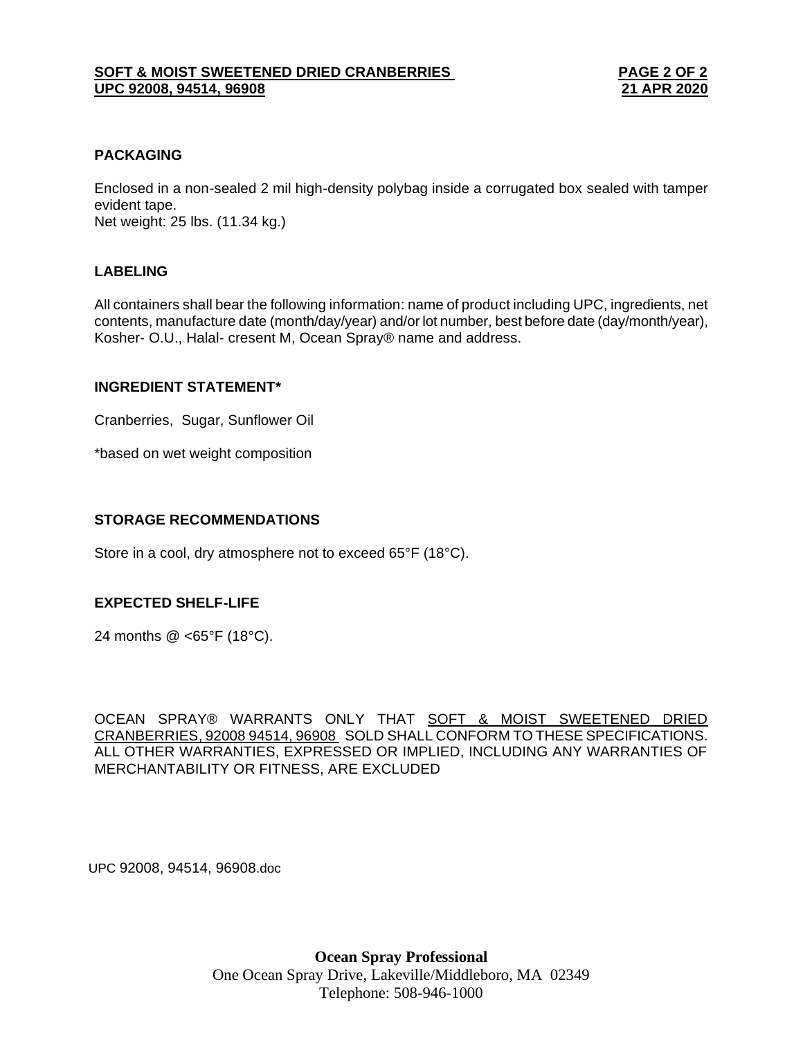## PACKAGING

Enclosed in a non-sealed 2 mil high-density polybag inside a corrugated box sealed with tamper evident tape.
Net weight: 25 lbs. (11.34 kg.)

## LABELING

All containers shall bear the following information: name of product including UPC, ingredients, net contents, manufacture date (month/day/year) and/or lot number, best before date (day/month/year), Kosher- O.U., Halal- cresent M, Ocean Spray® name and address.

## INGREDIENT STATEMENT*

Cranberries, Sugar, Sunflower Oil

*based on wet weight composition

## STORAGE RECOMMENDATIONS

Store in a cool, dry atmosphere not to exceed 65°F (18°C).

## EXPECTED SHELF-LIFE

24 months @ <65°F (18°C).

OCEAN SPRAY® WARRANTS ONLY THAT SOFT & MOIST SWEETENED DRIED CRANBERRIES, 92008 94514, 96908 SOLD SHALL CONFORM TO THESE SPECIFICATIONS. ALL OTHER WARRANTIES, EXPRESSED OR IMPLIED, INCLUDING ANY WARRANTIES OF MERCHANTABILITY OR FITNESS, ARE EXCLUDED

UPC 92008, 94514, 96908.doc

**Ocean Spray Professional**
One Ocean Spray Drive, Lakeville/Middleboro, MA 02349
Telephone: 508-946-1000